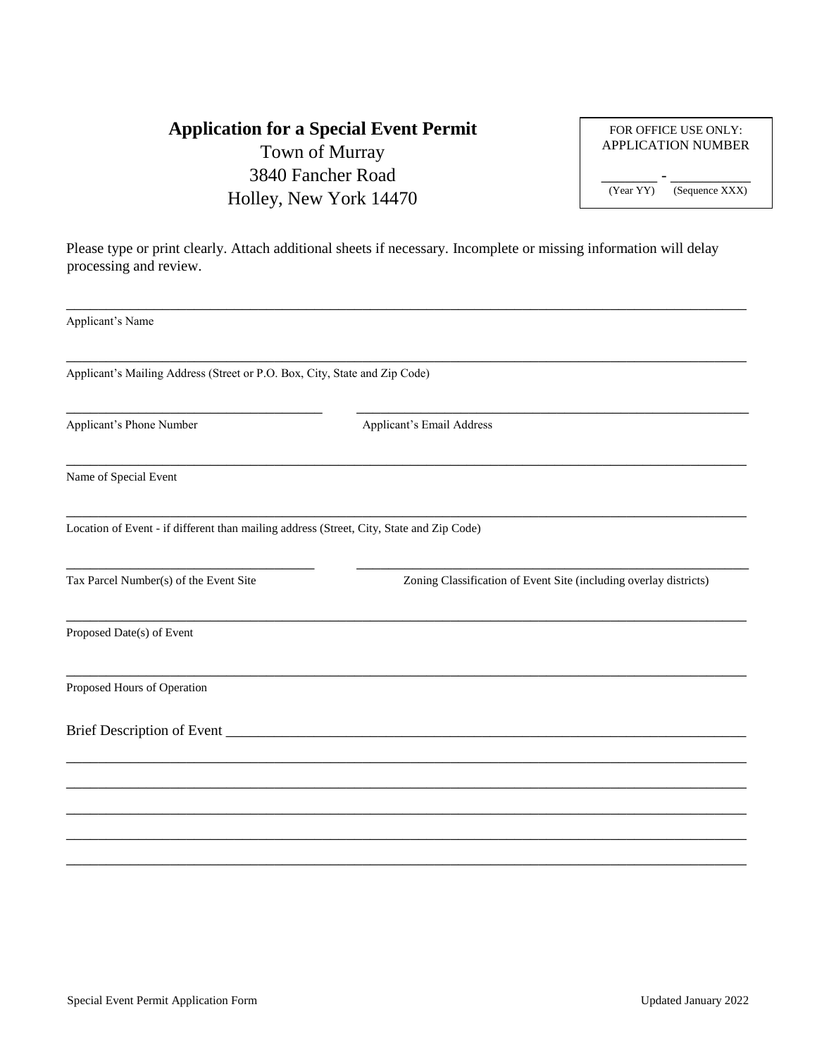# Application for a Special Event Permit

Town of Murray
3840 Fancher Road
Holley, New York 14470

FOR OFFICE USE ONLY:
APPLICATION NUMBER

_______ - __________
(Year YY) (Sequence XXX)

Please type or print clearly. Attach additional sheets if necessary. Incomplete or missing information will delay processing and review.

_______________________________________________________________________________

Applicant's Name

_______________________________________________________________________________

Applicant's Mailing Address (Street or P.O. Box, City, State and Zip Code)

_________________________________ _________________________________

Applicant's Phone Number Applicant's Email Address

_______________________________________________________________________________

Name of Special Event

_______________________________________________________________________________

Location of Event - if different than mailing address (Street, City, State and Zip Code)

_________________________________ _________________________________

Tax Parcel Number(s) of the Event Site Zoning Classification of Event Site (including overlay districts)

_______________________________________________________________________________

Proposed Date(s) of Event

_______________________________________________________________________________

Proposed Hours of Operation

Brief Description of Event ___________________________________________________________

_______________________________________________________________________________

_______________________________________________________________________________

_______________________________________________________________________________

_______________________________________________________________________________

_______________________________________________________________________________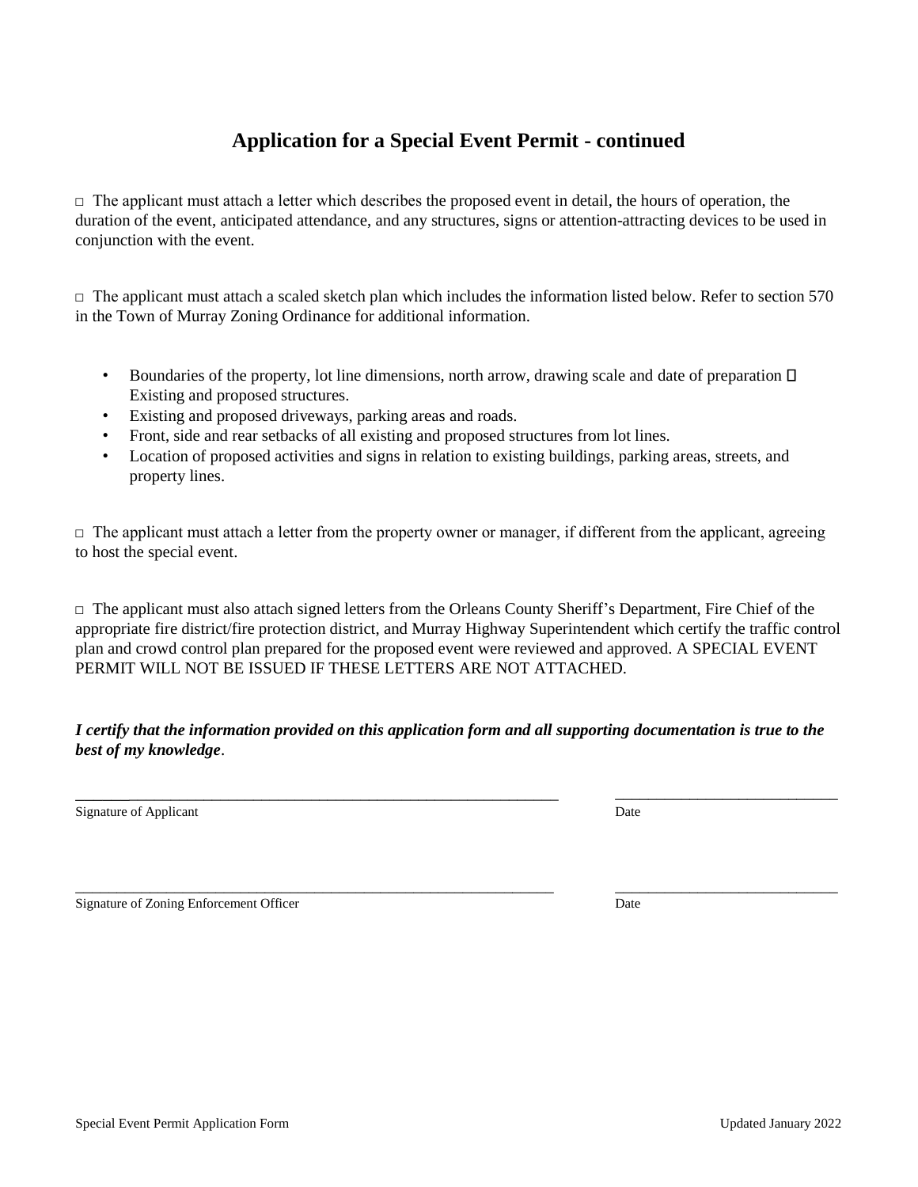# Application for a Special Event Permit - continued

□ The applicant must attach a letter which describes the proposed event in detail, the hours of operation, the duration of the event, anticipated attendance, and any structures, signs or attention-attracting devices to be used in conjunction with the event.

□ The applicant must attach a scaled sketch plan which includes the information listed below. Refer to section 570 in the Town of Murray Zoning Ordinance for additional information.

- Boundaries of the property, lot line dimensions, north arrow, drawing scale and date of preparation  Existing and proposed structures.
- Existing and proposed driveways, parking areas and roads.
- Front, side and rear setbacks of all existing and proposed structures from lot lines.
- Location of proposed activities and signs in relation to existing buildings, parking areas, streets, and property lines.

□ The applicant must attach a letter from the property owner or manager, if different from the applicant, agreeing to host the special event.

□ The applicant must also attach signed letters from the Orleans County Sheriff's Department, Fire Chief of the appropriate fire district/fire protection district, and Murray Highway Superintendent which certify the traffic control plan and crowd control plan prepared for the proposed event were reviewed and approved. A SPECIAL EVENT PERMIT WILL NOT BE ISSUED IF THESE LETTERS ARE NOT ATTACHED.

***I certify that the information provided on this application form and all supporting documentation is true to the best of my knowledge.***

_______________________________________________ _______________________
Signature of Applicant Date

_______________________________________________ _______________________
Signature of Zoning Enforcement Officer Date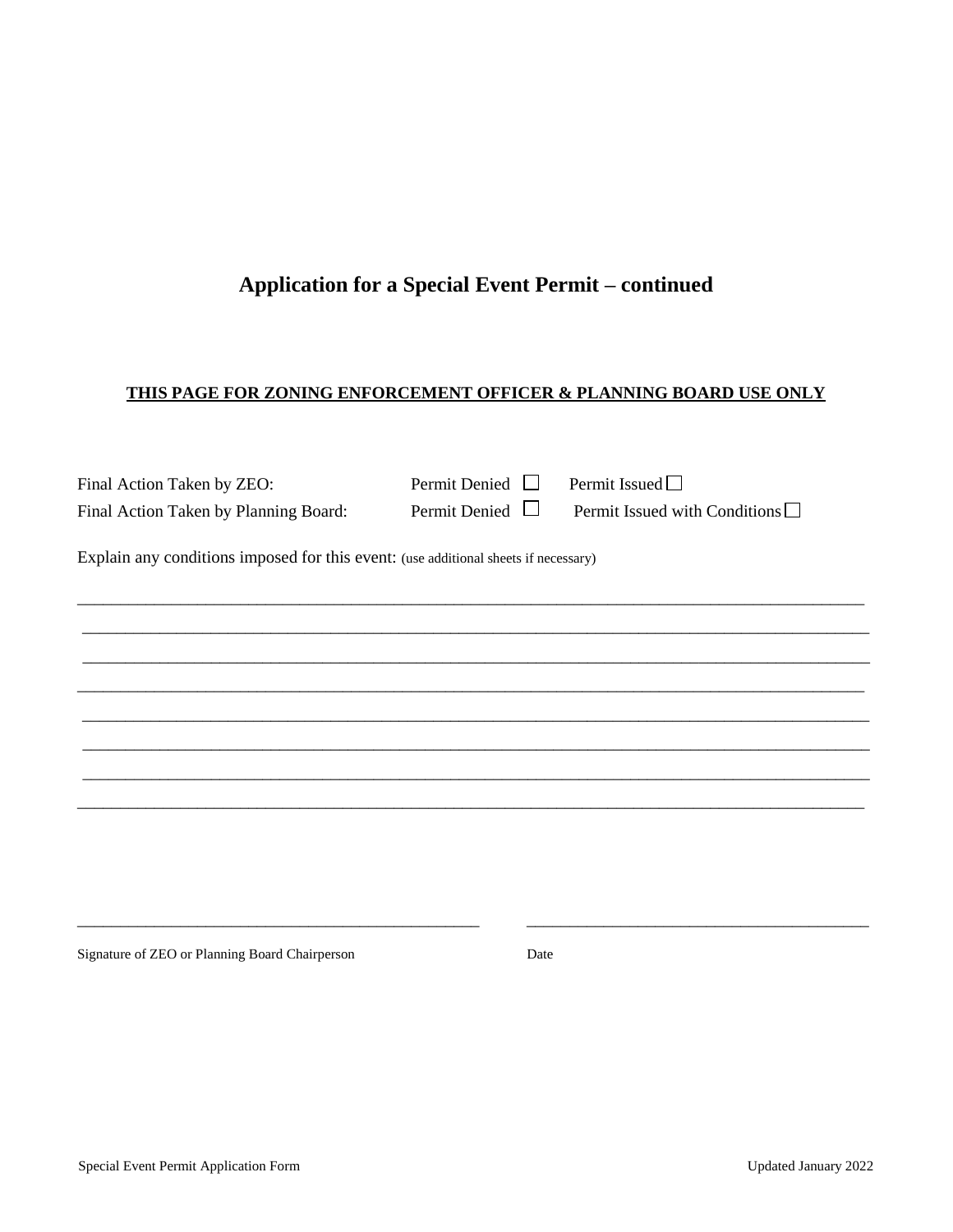# Application for a Special Event Permit – continued

**THIS PAGE FOR ZONING ENFORCEMENT OFFICER & PLANNING BOARD USE ONLY**

Final Action Taken by ZEO: Permit Denied ☐ Permit Issued ☐

Final Action Taken by Planning Board: Permit Denied ☐ Permit Issued with Conditions ☐

Explain any conditions imposed for this event: (use additional sheets if necessary)

_______________________________________________________________________________

_______________________________________________________________________________

_______________________________________________________________________________

_______________________________________________________________________________

_______________________________________________________________________________

_______________________________________________________________________________

_______________________________________________________________________________

_______________________________________________________________________________

_________________________________________ _________________________________

Signature of ZEO or Planning Board Chairperson Date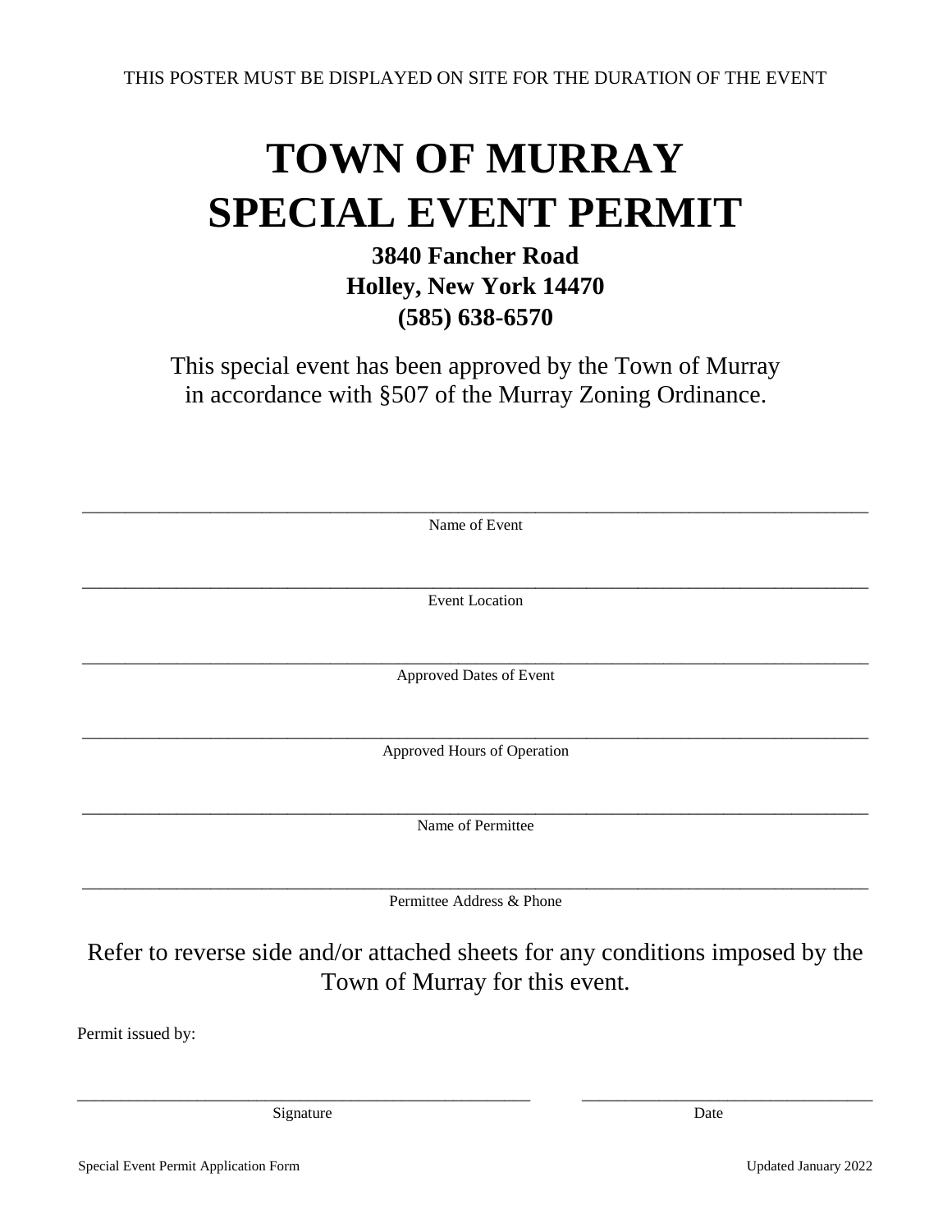THIS POSTER MUST BE DISPLAYED ON SITE FOR THE DURATION OF THE EVENT

# TOWN OF MURRAY
# SPECIAL EVENT PERMIT

**3840 Fancher Road**
**Holley, New York 14470**
**(585) 638-6570**

This special event has been approved by the Town of Murray in accordance with §507 of the Murray Zoning Ordinance.

______________________________________________________________________
Name of Event

______________________________________________________________________
Event Location

______________________________________________________________________
Approved Dates of Event

______________________________________________________________________
Approved Hours of Operation

______________________________________________________________________
Name of Permittee

______________________________________________________________________
Permittee Address & Phone

Refer to reverse side and/or attached sheets for any conditions imposed by the Town of Murray for this event.

Permit issued by:

________________________________________ ____________________________
Signature Date

Special Event Permit Application Form Updated January 2022